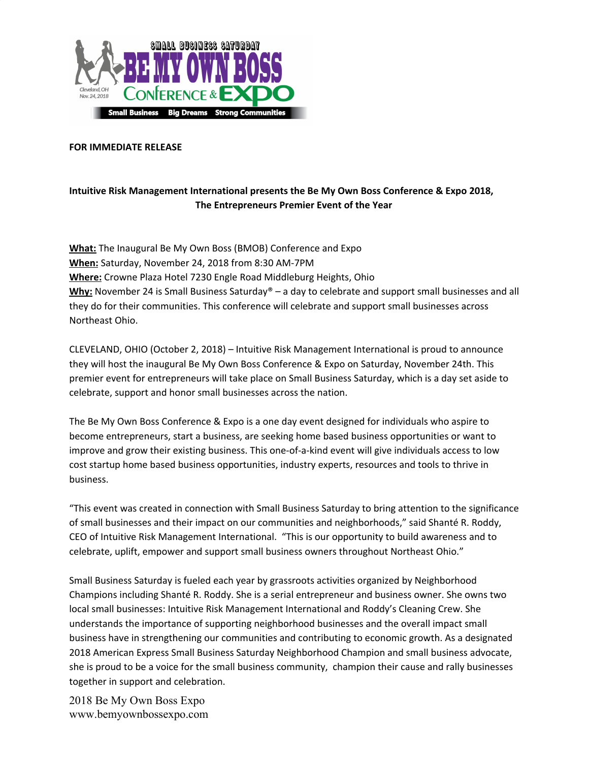**FOR IMMEDIATE RELEASE**

**Intuitive Risk Management International presents the Be My Own Boss Conference & Expo 2018, The Entrepreneurs Premier Event of the Year**

**What:** The Inaugural Be My Own Boss (BMOB) Conference and Expo
**When:** Saturday, November 24, 2018 from 8:30 AM-7PM
**Where:** Crowne Plaza Hotel 7230 Engle Road Middleburg Heights, Ohio
**Why:** November 24 is Small Business Saturday® – a day to celebrate and support small businesses and all they do for their communities. This conference will celebrate and support small businesses across Northeast Ohio.

CLEVELAND, OHIO (October 2, 2018) – Intuitive Risk Management International is proud to announce they will host the inaugural Be My Own Boss Conference & Expo on Saturday, November 24th. This premier event for entrepreneurs will take place on Small Business Saturday, which is a day set aside to celebrate, support and honor small businesses across the nation.

The Be My Own Boss Conference & Expo is a one day event designed for individuals who aspire to become entrepreneurs, start a business, are seeking home based business opportunities or want to improve and grow their existing business. This one-of-a-kind event will give individuals access to low cost startup home based business opportunities, industry experts, resources and tools to thrive in business.

"This event was created in connection with Small Business Saturday to bring attention to the significance of small businesses and their impact on our communities and neighborhoods," said Shanté R. Roddy, CEO of Intuitive Risk Management International. "This is our opportunity to build awareness and to celebrate, uplift, empower and support small business owners throughout Northeast Ohio."

Small Business Saturday is fueled each year by grassroots activities organized by Neighborhood Champions including Shanté R. Roddy. She is a serial entrepreneur and business owner. She owns two local small businesses: Intuitive Risk Management International and Roddy's Cleaning Crew. She understands the importance of supporting neighborhood businesses and the overall impact small business have in strengthening our communities and contributing to economic growth. As a designated 2018 American Express Small Business Saturday Neighborhood Champion and small business advocate, she is proud to be a voice for the small business community, champion their cause and rally businesses together in support and celebration.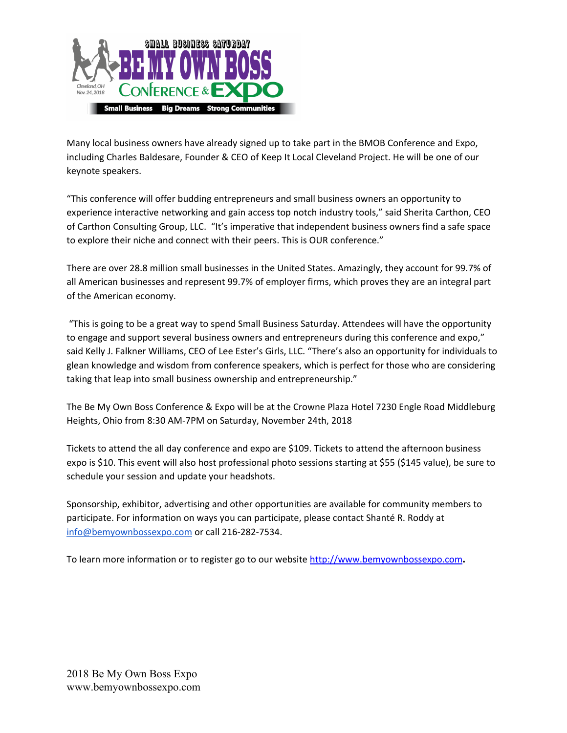Many local business owners have already signed up to take part in the BMOB Conference and Expo, including Charles Baldesare, Founder & CEO of Keep It Local Cleveland Project. He will be one of our keynote speakers.

"This conference will offer budding entrepreneurs and small business owners an opportunity to experience interactive networking and gain access top notch industry tools," said Sherita Carthon, CEO of Carthon Consulting Group, LLC. "It's imperative that independent business owners find a safe space to explore their niche and connect with their peers. This is OUR conference."

There are over 28.8 million small businesses in the United States. Amazingly, they account for 99.7% of all American businesses and represent 99.7% of employer firms, which proves they are an integral part of the American economy.

"This is going to be a great way to spend Small Business Saturday. Attendees will have the opportunity to engage and support several business owners and entrepreneurs during this conference and expo," said Kelly J. Falkner Williams, CEO of Lee Ester's Girls, LLC. "There's also an opportunity for individuals to glean knowledge and wisdom from conference speakers, which is perfect for those who are considering taking that leap into small business ownership and entrepreneurship."

The Be My Own Boss Conference & Expo will be at the Crowne Plaza Hotel 7230 Engle Road Middleburg Heights, Ohio from 8:30 AM-7PM on Saturday, November 24th, 2018

Tickets to attend the all day conference and expo are $109. Tickets to attend the afternoon business expo is $10. This event will also host professional photo sessions starting at $55 ($145 value), be sure to schedule your session and update your headshots.

Sponsorship, exhibitor, advertising and other opportunities are available for community members to participate. For information on ways you can participate, please contact Shanté R. Roddy at info@bemyownbossexpo.com or call 216-282-7534.

To learn more information or to register go to our website http://www.bemyownbossexpo.com**.**